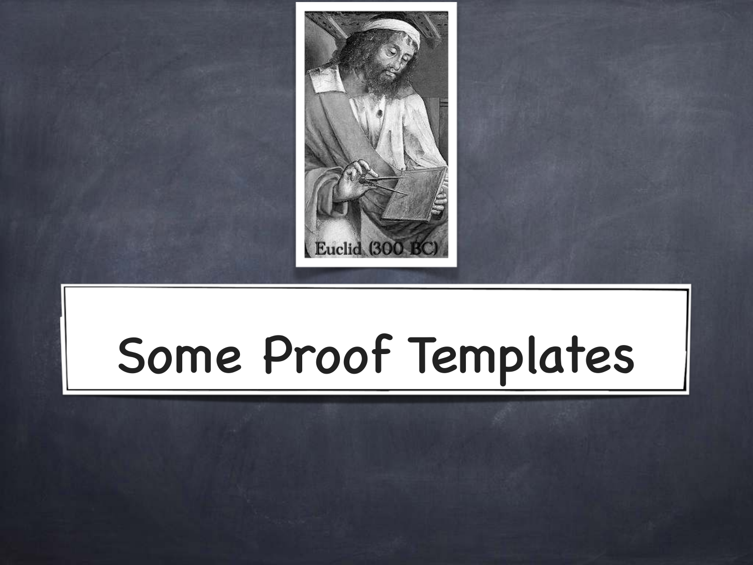Euclid (300 BC)

# Some Proof Templates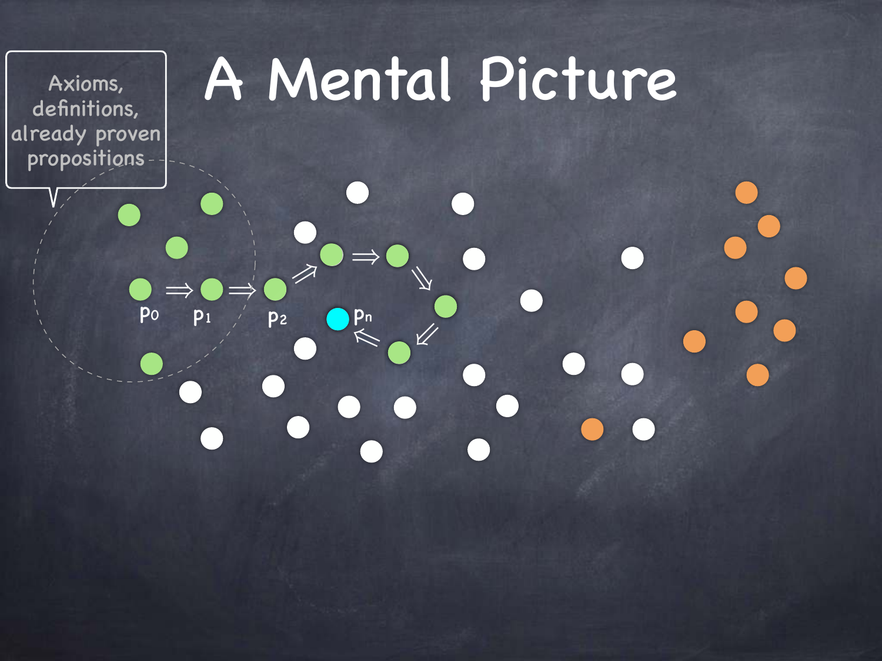# A Mental Picture

Axioms, definitions, already proven propositions

$p_0 \Rightarrow p_1 \Rightarrow p_2 \Rightarrow \cdots \Rightarrow p_n$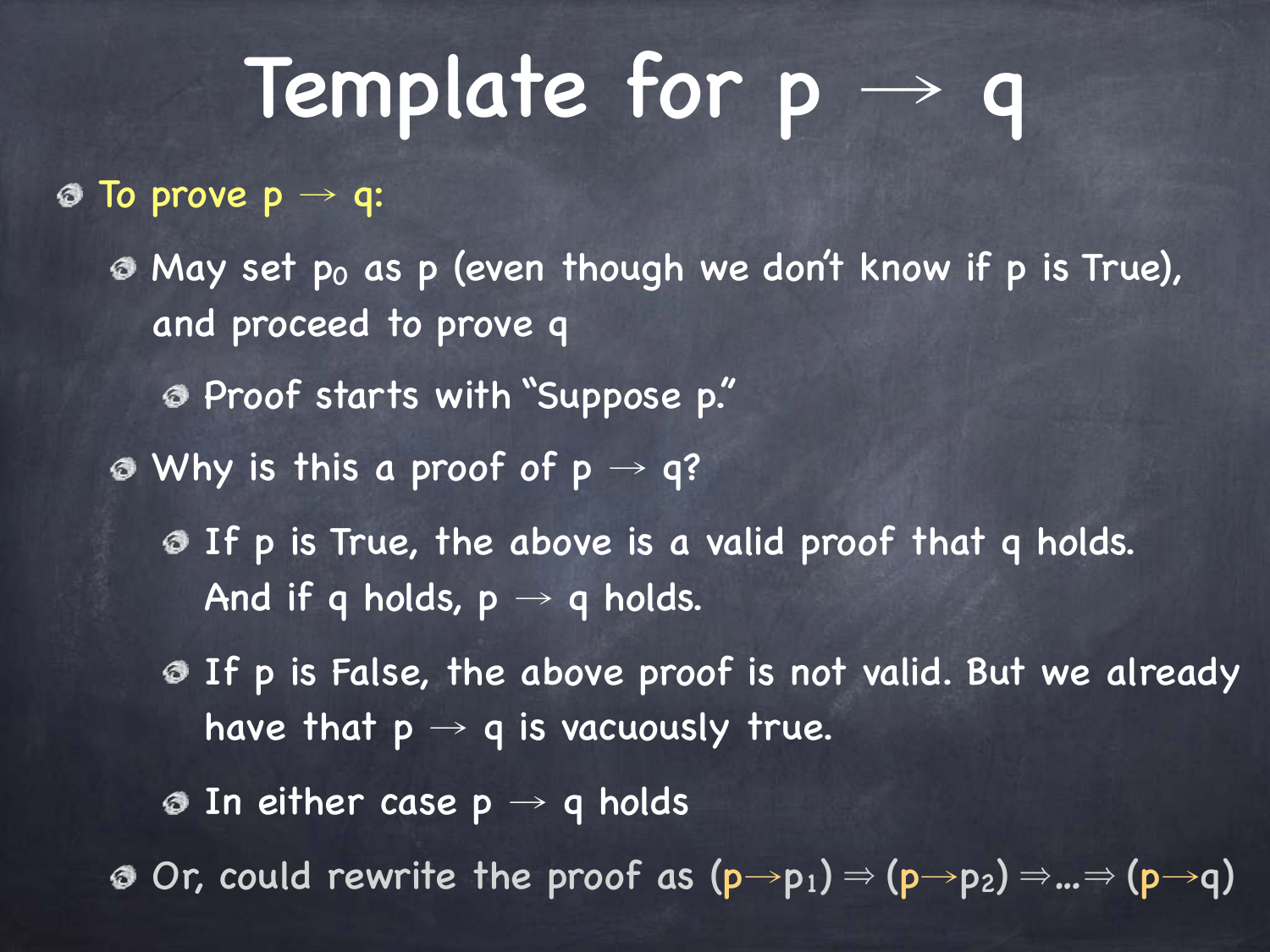# Template for $p \rightarrow q$

- To prove $p \rightarrow q$:
  - May set $p_0$ as p (even though we don't know if p is True), and proceed to prove q
    - Proof starts with "Suppose p."
  - Why is this a proof of $p \rightarrow q$?
    - If p is True, the above is a valid proof that q holds. And if q holds, $p \rightarrow q$ holds.
    - If p is False, the above proof is not valid. But we already have that $p \rightarrow q$ is vacuously true.
    - In either case $p \rightarrow q$ holds
  - Or, could rewrite the proof as $(p \rightarrow p_1) \Rightarrow (p \rightarrow p_2) \Rightarrow \ldots \Rightarrow (p \rightarrow q)$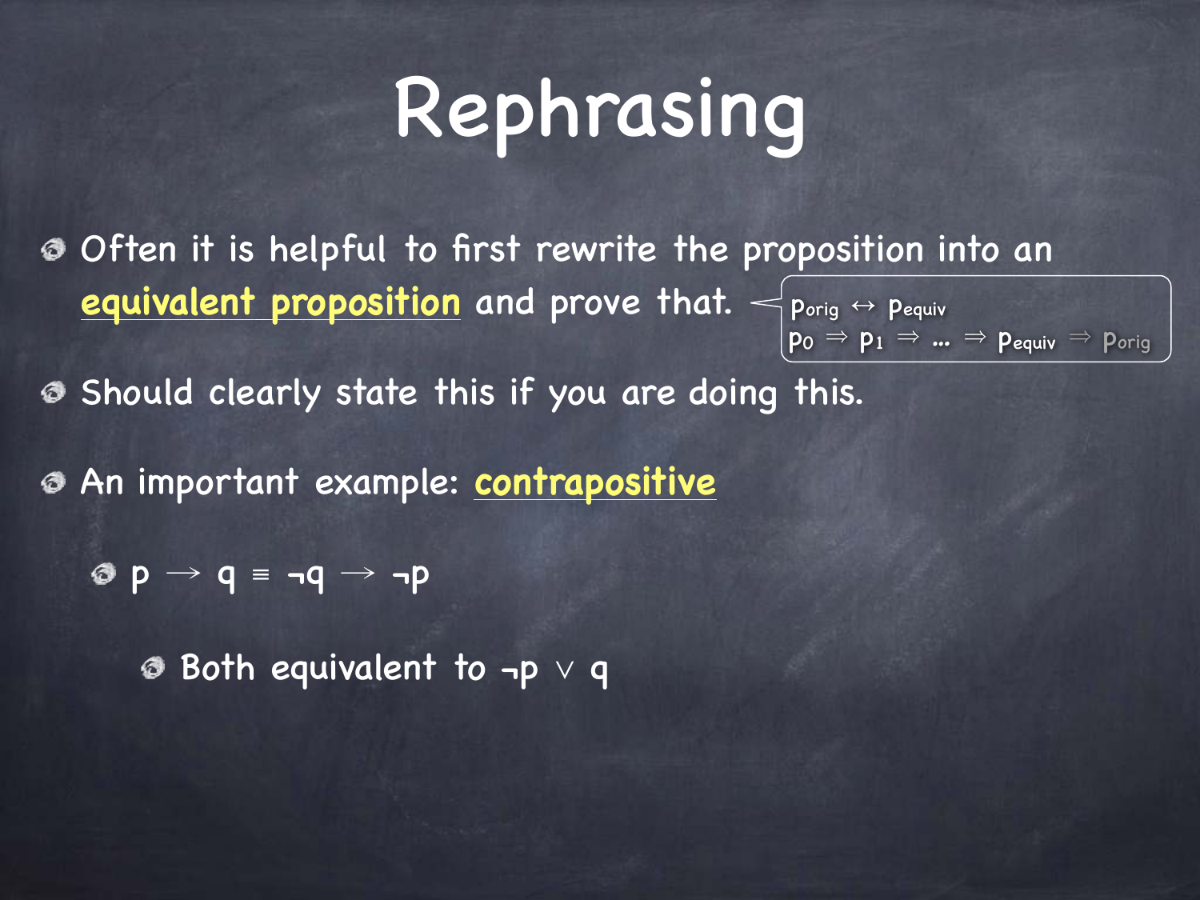# Rephrasing

- Often it is helpful to first rewrite the proposition into an **equivalent proposition** and prove that.

  $p_{orig} \leftrightarrow p_{equiv}$

  $p_0 \Rightarrow p_1 \Rightarrow \ldots \Rightarrow p_{equiv} \Rightarrow p_{orig}$

- Should clearly state this if you are doing this.
- An important example: **contrapositive**
  - $p \rightarrow q \equiv \neg q \rightarrow \neg p$
    - Both equivalent to $\neg p \vee q$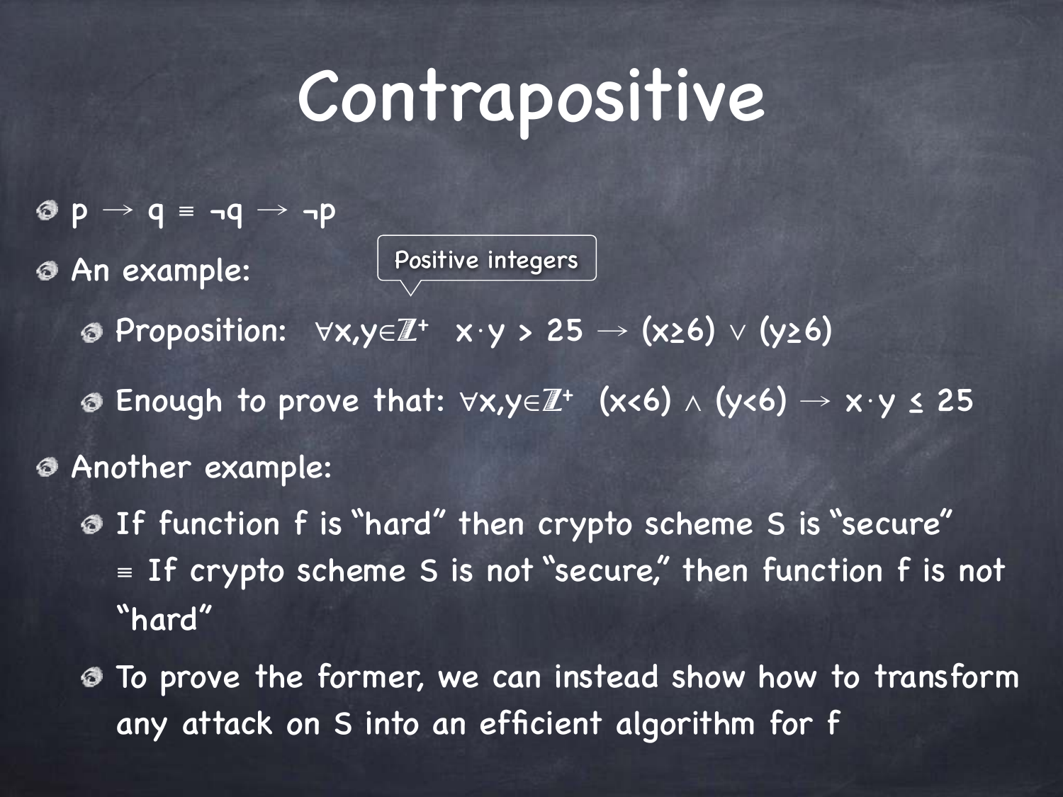# Contrapositive

- $p \rightarrow q \equiv \neg q \rightarrow \neg p$
- An example:

  Positive integers

  - Proposition: $\forall x,y \in \mathbb{Z}^+ \;\; x \cdot y > 25 \rightarrow (x \geq 6) \vee (y \geq 6)$
  - Enough to prove that: $\forall x,y \in \mathbb{Z}^+ \;\; (x < 6) \wedge (y < 6) \rightarrow x \cdot y \leq 25$
- Another example:
  - If function f is "hard" then crypto scheme S is "secure" $\equiv$ If crypto scheme S is not "secure," then function f is not "hard"
  - To prove the former, we can instead show how to transform any attack on S into an efficient algorithm for f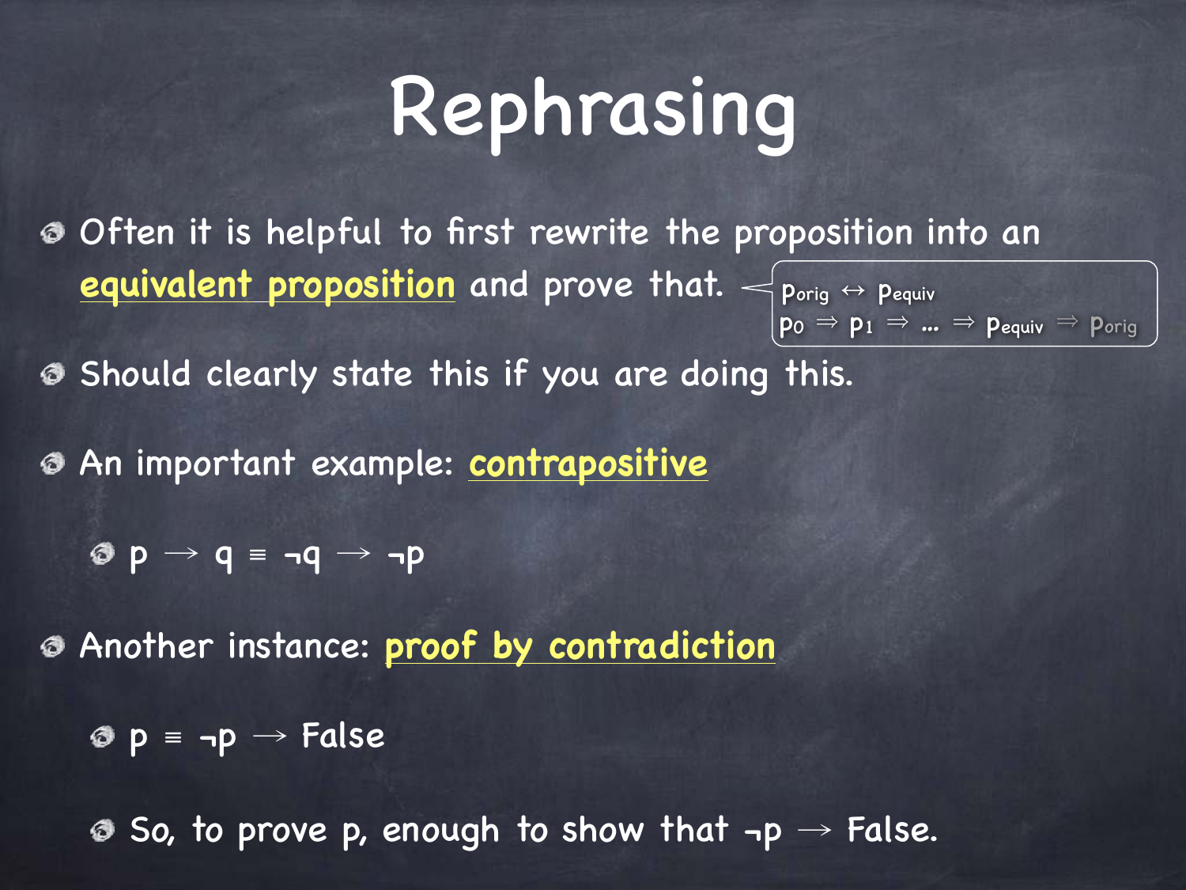# Rephrasing

- Often it is helpful to first rewrite the proposition into an **equivalent proposition** and prove that.
  - $p_{orig} \leftrightarrow p_{equiv}$
  - $p_0 \Rightarrow p_1 \Rightarrow \ldots \Rightarrow p_{equiv} \Rightarrow p_{orig}$
- Should clearly state this if you are doing this.
- An important example: **contrapositive**
  - $p \rightarrow q \equiv \neg q \rightarrow \neg p$
- Another instance: **proof by contradiction**
  - $p \equiv \neg p \rightarrow \text{False}$
  - So, to prove p, enough to show that $\neg p \rightarrow \text{False}$.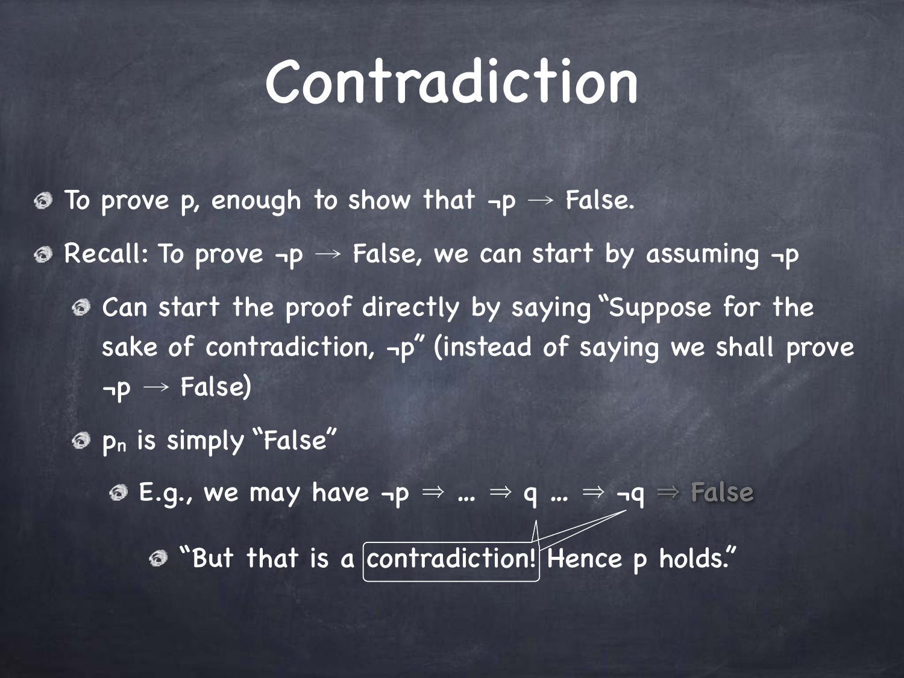# Contradiction

- To prove p, enough to show that $\neg p \rightarrow$ False.
- Recall: To prove $\neg p \rightarrow$ False, we can start by assuming $\neg p$
  - Can start the proof directly by saying "Suppose for the sake of contradiction, $\neg p$" (instead of saying we shall prove $\neg p \rightarrow$ False)
  - $p_n$ is simply "False"
    - E.g., we may have $\neg p \Rightarrow \ldots \Rightarrow q \ldots \Rightarrow \neg q \Rightarrow$ **False**
      - "But that is a contradiction! Hence p holds."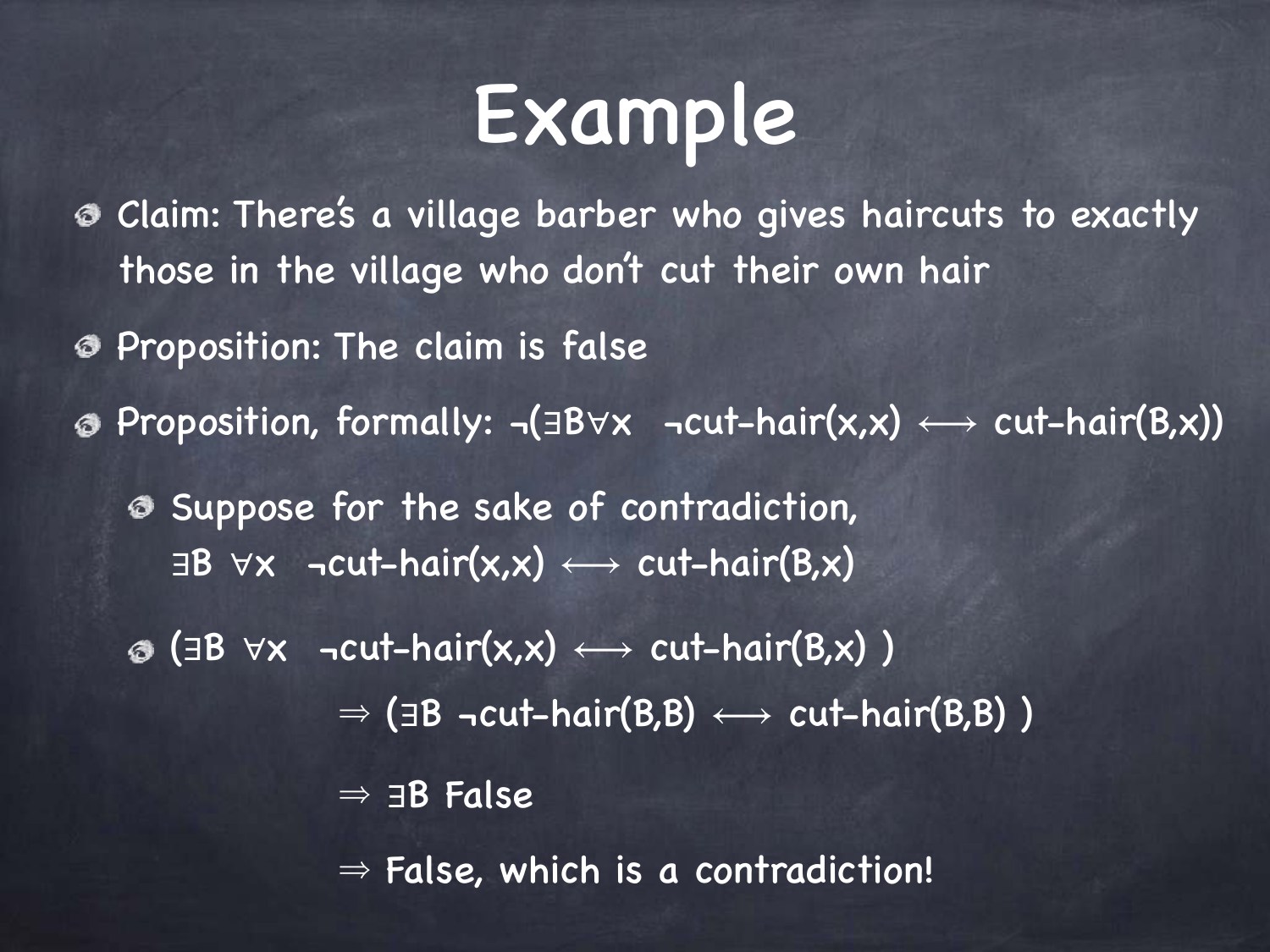# Example

- Claim: There's a village barber who gives haircuts to exactly those in the village who don't cut their own hair
- Proposition: The claim is false
- Proposition, formally: $\neg(\exists B \forall x \;\; \neg\text{cut-hair}(x,x) \longleftrightarrow \text{cut-hair}(B,x))$
  - Suppose for the sake of contradiction, $\exists B \; \forall x \;\; \neg\text{cut-hair}(x,x) \longleftrightarrow \text{cut-hair}(B,x)$
  - $(\exists B \; \forall x \;\; \neg\text{cut-hair}(x,x) \longleftrightarrow \text{cut-hair}(B,x) \;)$

    $\Rightarrow (\exists B \; \neg\text{cut-hair}(B,B) \longleftrightarrow \text{cut-hair}(B,B) \;)$

    $\Rightarrow \exists B$ False

    $\Rightarrow$ False, which is a contradiction!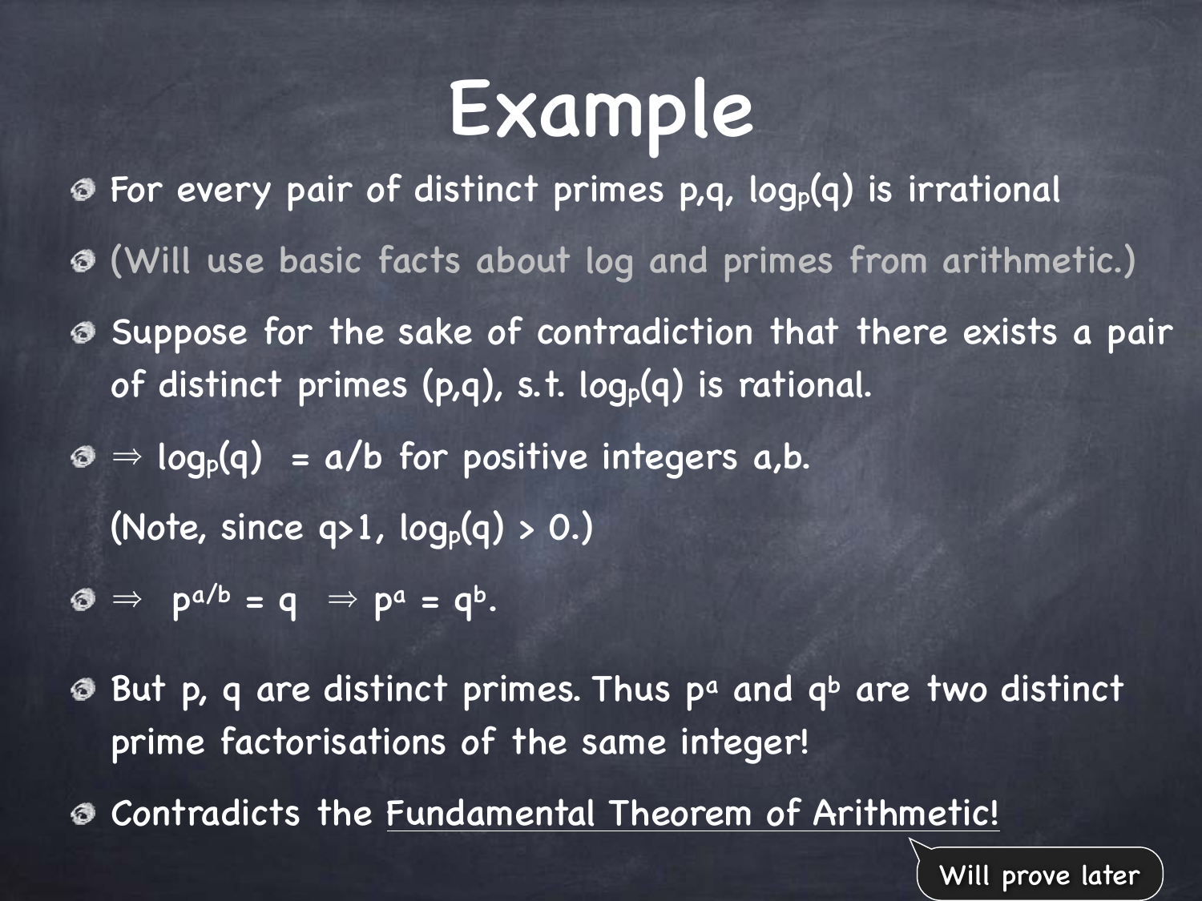# Example

- For every pair of distinct primes p,q, $\log_p(q)$ is irrational
- (Will use basic facts about log and primes from arithmetic.)
- Suppose for the sake of contradiction that there exists a pair of distinct primes (p,q), s.t. $\log_p(q)$ is rational.
- $\Rightarrow$ $\log_p(q) = a/b$ for positive integers a,b.

  (Note, since q>1, $\log_p(q) > 0$.)
- $\Rightarrow$ $p^{a/b} = q$ $\Rightarrow$ $p^a = q^b$.
- But p, q are distinct primes. Thus $p^a$ and $q^b$ are two distinct prime factorisations of the same integer!
- Contradicts the Fundamental Theorem of Arithmetic!

Will prove later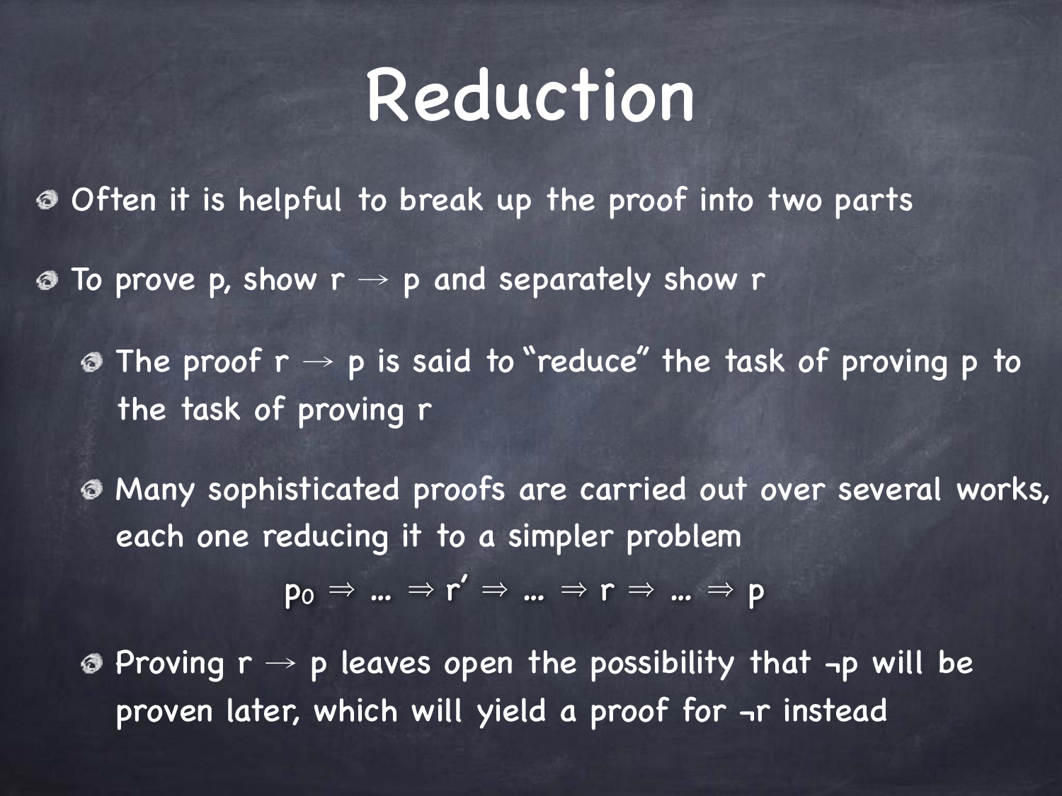# Reduction

- Often it is helpful to break up the proof into two parts
- To prove p, show $r \rightarrow p$ and separately show r
  - The proof $r \rightarrow p$ is said to "reduce" the task of proving p to the task of proving r
  - Many sophisticated proofs are carried out over several works, each one reducing it to a simpler problem

$$p_0 \Rightarrow \ldots \Rightarrow r' \Rightarrow \ldots \Rightarrow r \Rightarrow \ldots \Rightarrow p$$

  - Proving $r \rightarrow p$ leaves open the possibility that $\neg p$ will be proven later, which will yield a proof for $\neg r$ instead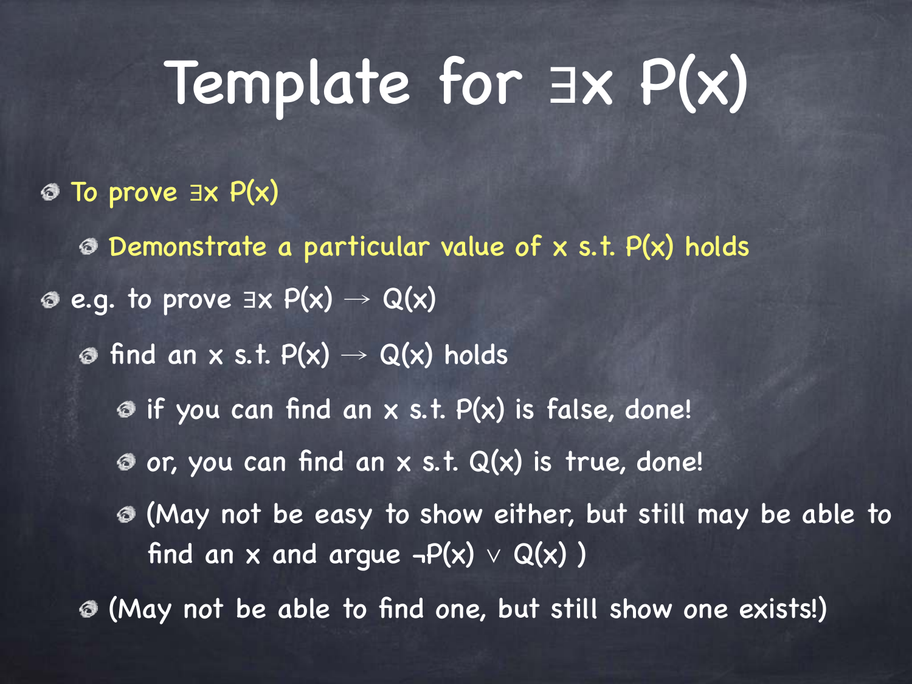# Template for $\exists x \, P(x)$

- To prove $\exists x \, P(x)$
  - Demonstrate a particular value of x s.t. $P(x)$ holds
- e.g. to prove $\exists x \, P(x) \rightarrow Q(x)$
  - find an x s.t. $P(x) \rightarrow Q(x)$ holds
    - if you can find an x s.t. $P(x)$ is false, done!
    - or, you can find an x s.t. $Q(x)$ is true, done!
    - (May not be easy to show either, but still may be able to find an x and argue $\neg P(x) \lor Q(x)$ )
  - (May not be able to find one, but still show one exists!)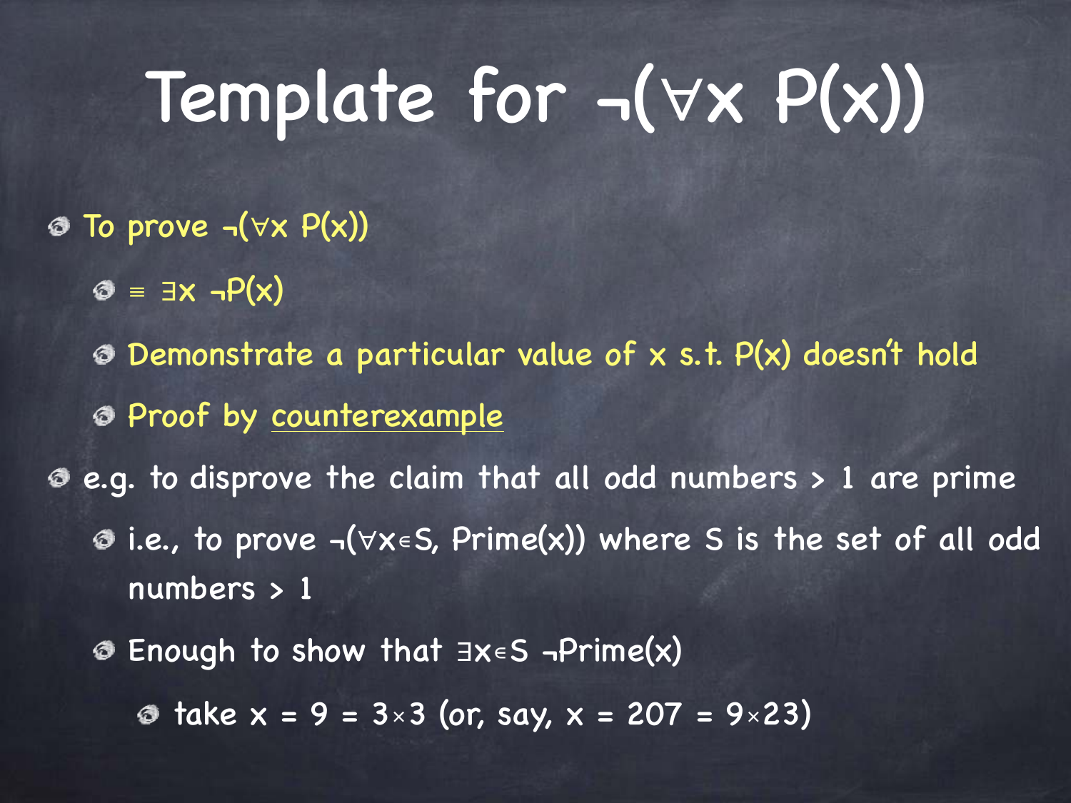# Template for $\neg(\forall x\ P(x))$

- To prove $\neg(\forall x\ P(x))$
  - $\equiv \exists x\ \neg P(x)$
  - Demonstrate a particular value of x s.t. P(x) doesn't hold
  - Proof by counterexample
- e.g. to disprove the claim that all odd numbers > 1 are prime
  - i.e., to prove $\neg(\forall x \in S, \text{Prime}(x))$ where S is the set of all odd numbers > 1
  - Enough to show that $\exists x \in S\ \neg\text{Prime}(x)$
    - take $x = 9 = 3 \times 3$ (or, say, $x = 207 = 9 \times 23$)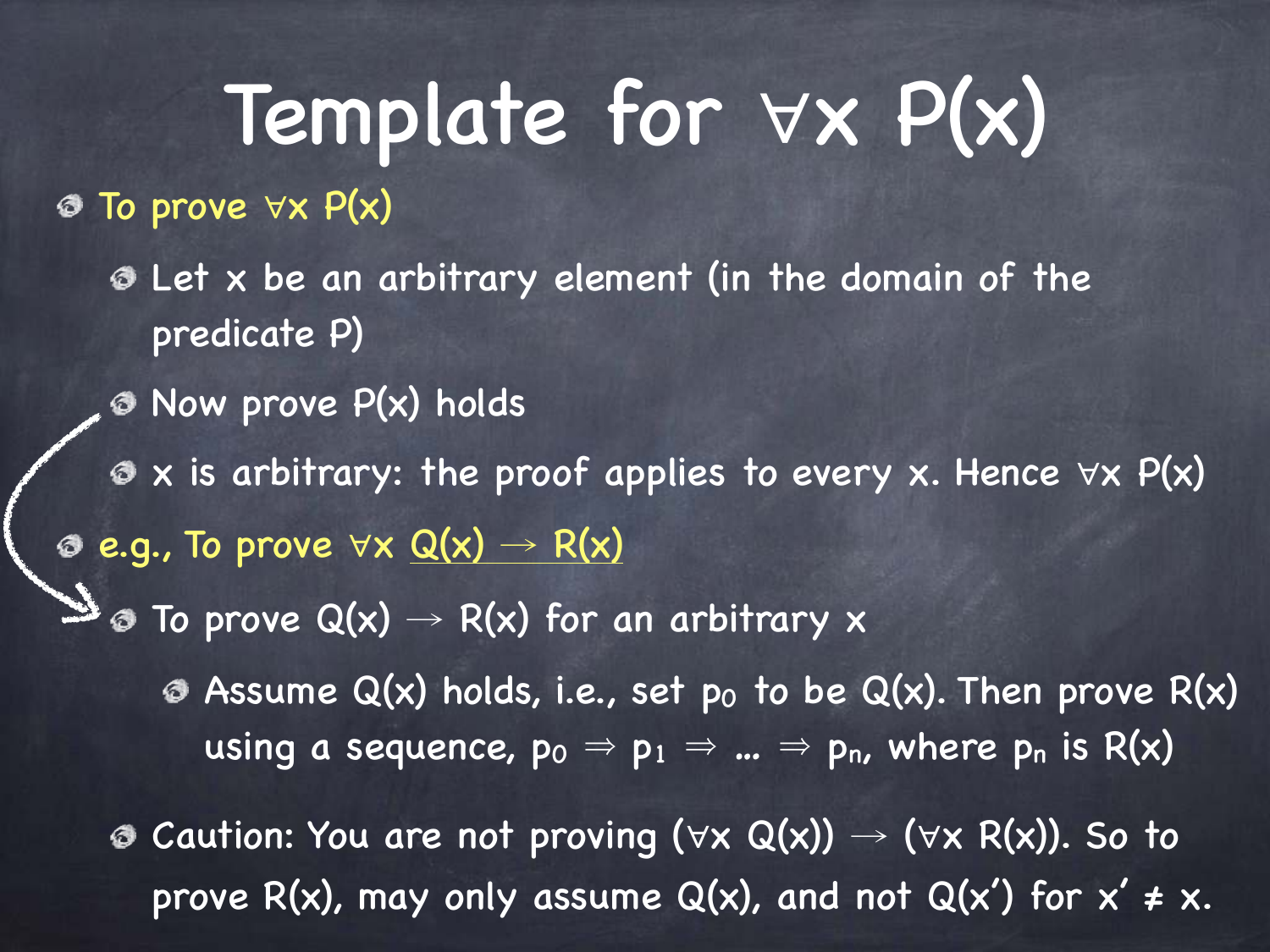# Template for $\forall x\, P(x)$

- To prove $\forall x\, P(x)$
  - Let x be an arbitrary element (in the domain of the predicate P)
  - Now prove $P(x)$ holds
  - x is arbitrary: the proof applies to every x. Hence $\forall x\, P(x)$
- e.g., To prove $\forall x\, Q(x) \rightarrow R(x)$
  - To prove $Q(x) \rightarrow R(x)$ for an arbitrary x
    - Assume $Q(x)$ holds, i.e., set $p_0$ to be $Q(x)$. Then prove $R(x)$ using a sequence, $p_0 \Rightarrow p_1 \Rightarrow \ldots \Rightarrow p_n$, where $p_n$ is $R(x)$
  - Caution: You are not proving $(\forall x\, Q(x)) \rightarrow (\forall x\, R(x))$. So to prove $R(x)$, may only assume $Q(x)$, and not $Q(x')$ for $x' \neq x$.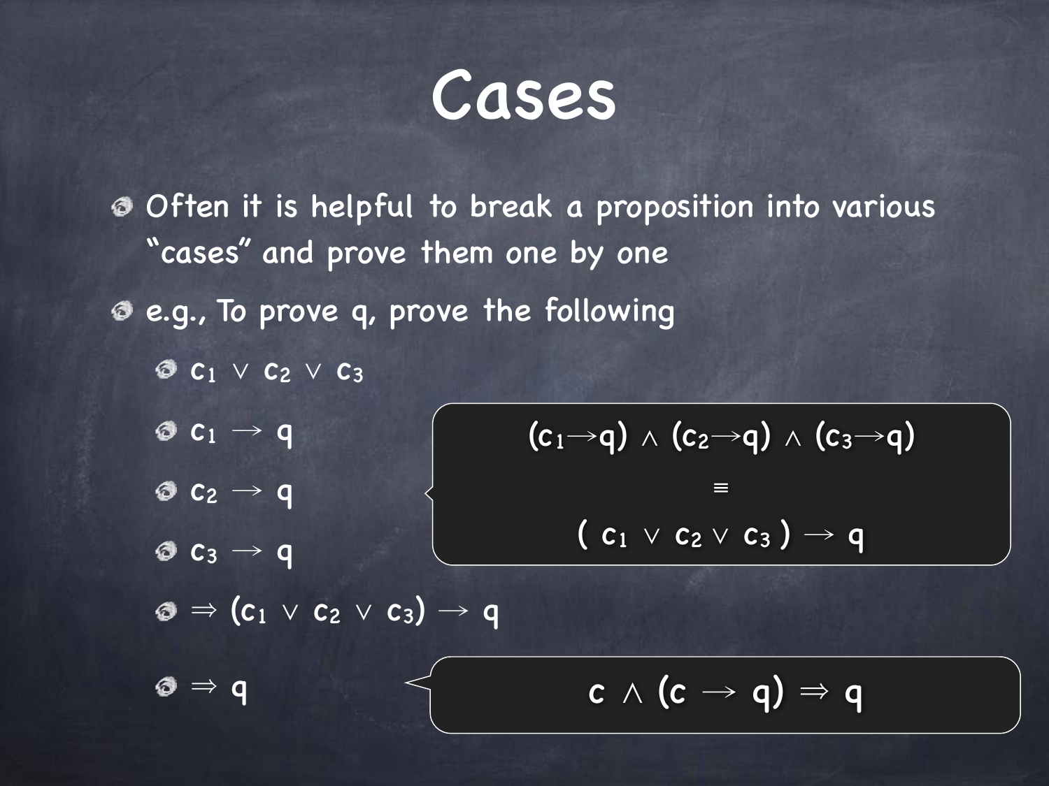# Cases

- Often it is helpful to break a proposition into various "cases" and prove them one by one
- e.g., To prove q, prove the following
  - $c_1 \vee c_2 \vee c_3$
  - $c_1 \rightarrow q$
  - $c_2 \rightarrow q$
  - $c_3 \rightarrow q$
  - $\Rightarrow (c_1 \vee c_2 \vee c_3) \rightarrow q$
  - $\Rightarrow q$

$$(c_1 \rightarrow q) \wedge (c_2 \rightarrow q) \wedge (c_3 \rightarrow q) \equiv (c_1 \vee c_2 \vee c_3) \rightarrow q$$

$$c \wedge (c \rightarrow q) \Rightarrow q$$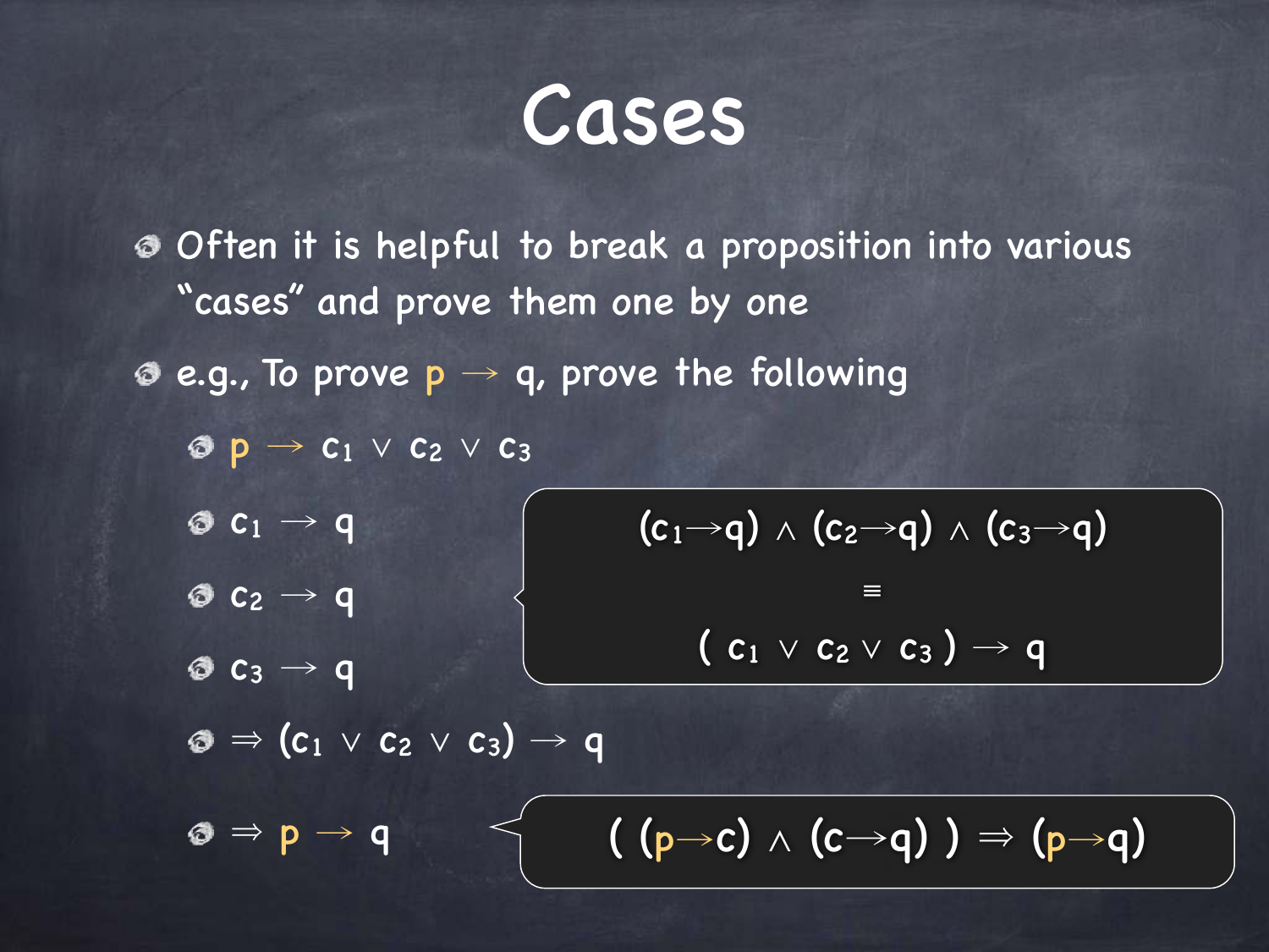# Cases

- Often it is helpful to break a proposition into various "cases" and prove them one by one
- e.g., To prove $p \rightarrow q$, prove the following
  - $p \rightarrow c_1 \vee c_2 \vee c_3$
  - $c_1 \rightarrow q$
  - $c_2 \rightarrow q$
  - $c_3 \rightarrow q$
  - $\Rightarrow (c_1 \vee c_2 \vee c_3) \rightarrow q$
  - $\Rightarrow p \rightarrow q$

$$(c_1 \rightarrow q) \wedge (c_2 \rightarrow q) \wedge (c_3 \rightarrow q) \equiv (c_1 \vee c_2 \vee c_3) \rightarrow q$$

$$((p \rightarrow c) \wedge (c \rightarrow q)) \Rightarrow (p \rightarrow q)$$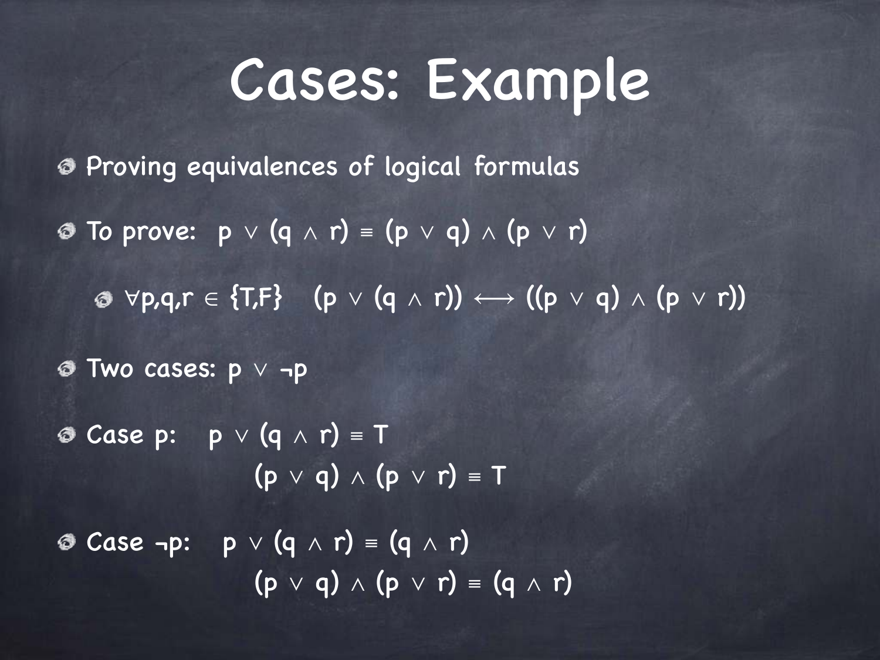# Cases: Example

- Proving equivalences of logical formulas
- To prove: $p \lor (q \land r) \equiv (p \lor q) \land (p \lor r)$
  - $\forall p,q,r \in \{T,F\} \quad (p \lor (q \land r)) \longleftrightarrow ((p \lor q) \land (p \lor r))$
- Two cases: $p \lor \neg p$
- Case $p$: $\quad p \lor (q \land r) \equiv T$

  $(p \lor q) \land (p \lor r) \equiv T$
- Case $\neg p$: $\quad p \lor (q \land r) \equiv (q \land r)$

  $(p \lor q) \land (p \lor r) \equiv (q \land r)$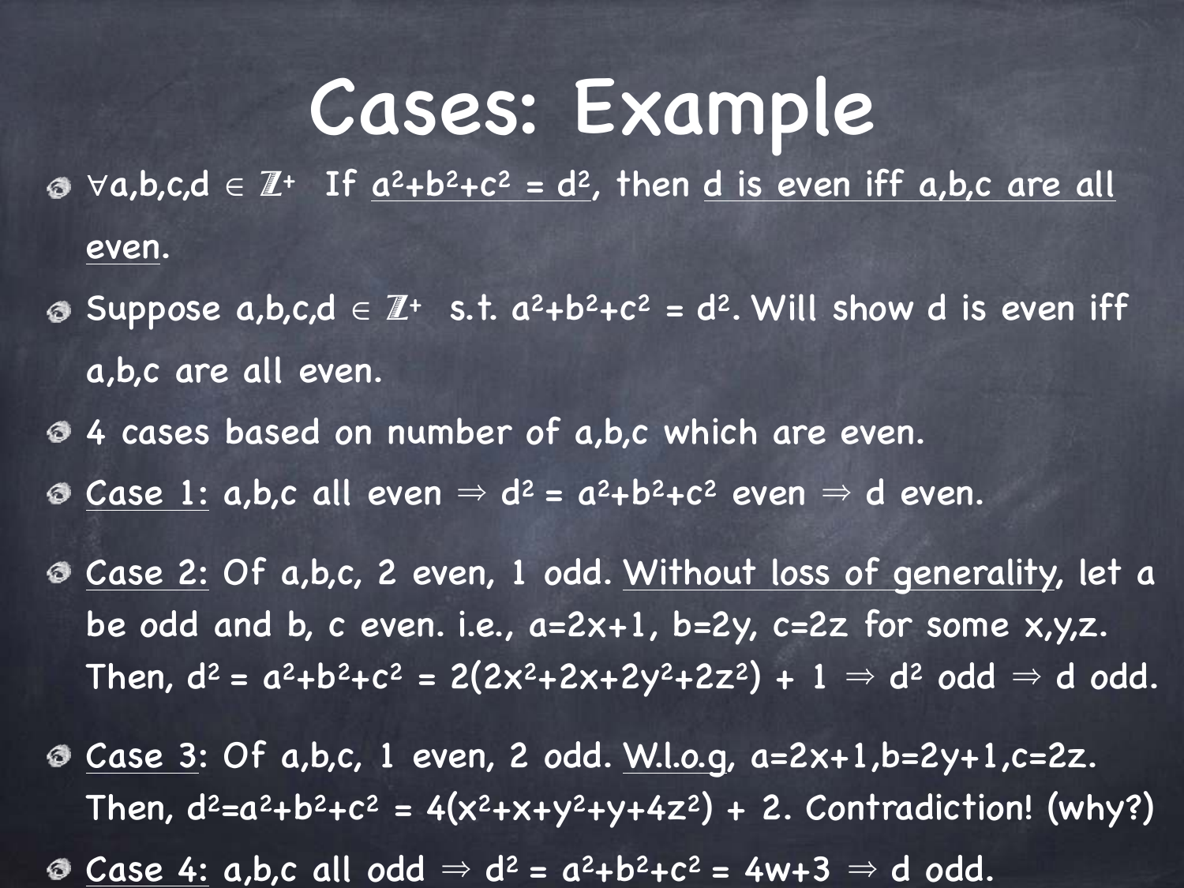# Cases: Example

- $\forall a,b,c,d \in \mathbb{Z}^+$ If $a^2+b^2+c^2 = d^2$, then d is even iff a,b,c are all even.
- Suppose $a,b,c,d \in \mathbb{Z}^+$ s.t. $a^2+b^2+c^2 = d^2$. Will show d is even iff a,b,c are all even.
- 4 cases based on number of a,b,c which are even.
- Case 1: a,b,c all even $\Rightarrow d^2 = a^2+b^2+c^2$ even $\Rightarrow$ d even.
- Case 2: Of a,b,c, 2 even, 1 odd. Without loss of generality, let a be odd and b, c even. i.e., $a=2x+1$, $b=2y$, $c=2z$ for some x,y,z. Then, $d^2 = a^2+b^2+c^2 = 2(2x^2+2x+2y^2+2z^2) + 1 \Rightarrow d^2$ odd $\Rightarrow$ d odd.
- Case 3: Of a,b,c, 1 even, 2 odd. W.l.o.g, $a=2x+1, b=2y+1, c=2z$. Then, $d^2=a^2+b^2+c^2 = 4(x^2+x+y^2+y+4z^2) + 2$. Contradiction! (why?)
- Case 4: a,b,c all odd $\Rightarrow d^2 = a^2+b^2+c^2 = 4w+3 \Rightarrow$ d odd.